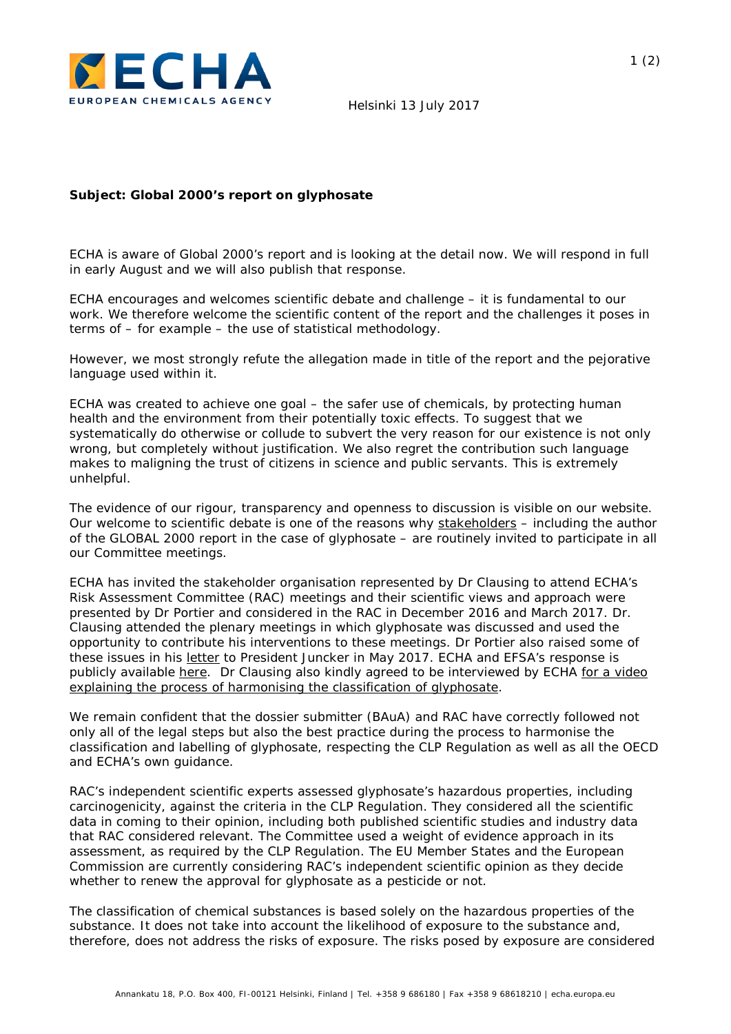Helsinki 13 July 2017

**Subject: Global 2000's report on glyphosate**

ECHA is aware of Global 2000's report and is looking at the detail now. We will respond in full in early August and we will also publish that response.

ECHA encourages and welcomes scientific debate and challenge – it is fundamental to our work. We therefore welcome the scientific content of the report and the challenges it poses in terms of – for example – the use of statistical methodology.

However, we most strongly refute the allegation made in title of the report and the pejorative language used within it.

ECHA was created to achieve one goal – the safer use of chemicals, by protecting human health and the environment from their potentially toxic effects. To suggest that we systematically do otherwise or collude to subvert the very reason for our existence is not only wrong, but completely without justification. We also regret the contribution such language makes to maligning the trust of citizens in science and public servants. This is extremely unhelpful.

The evidence of our rigour, transparency and openness to discussion is visible on our website. Our welcome to scientific debate is one of the reasons why stakeholders – including the author of the GLOBAL 2000 report in the case of glyphosate – are routinely invited to participate in all our Committee meetings.

ECHA has invited the stakeholder organisation represented by Dr Clausing to attend ECHA's Risk Assessment Committee (RAC) meetings and their scientific views and approach were presented by Dr Portier and considered in the RAC in December 2016 and March 2017. Dr. Clausing attended the plenary meetings in which glyphosate was discussed and used the opportunity to contribute his interventions to these meetings. Dr Portier also raised some of these issues in his letter to President Juncker in May 2017. ECHA and EFSA's response is publicly available here. Dr Clausing also kindly agreed to be interviewed by ECHA for a video explaining the process of harmonising the classification of glyphosate.

We remain confident that the dossier submitter (BAuA) and RAC have correctly followed not only all of the legal steps but also the best practice during the process to harmonise the classification and labelling of glyphosate, respecting the CLP Regulation as well as all the OECD and ECHA's own guidance.

RAC's independent scientific experts assessed glyphosate's hazardous properties, including carcinogenicity, against the criteria in the CLP Regulation. They considered all the scientific data in coming to their opinion, including both published scientific studies and industry data that RAC considered relevant. The Committee used a weight of evidence approach in its assessment, as required by the CLP Regulation. The EU Member States and the European Commission are currently considering RAC's independent scientific opinion as they decide whether to renew the approval for glyphosate as a pesticide or not.

The classification of chemical substances is based solely on the hazardous properties of the substance. It does not take into account the likelihood of exposure to the substance and, therefore, does not address the risks of exposure. The risks posed by exposure are considered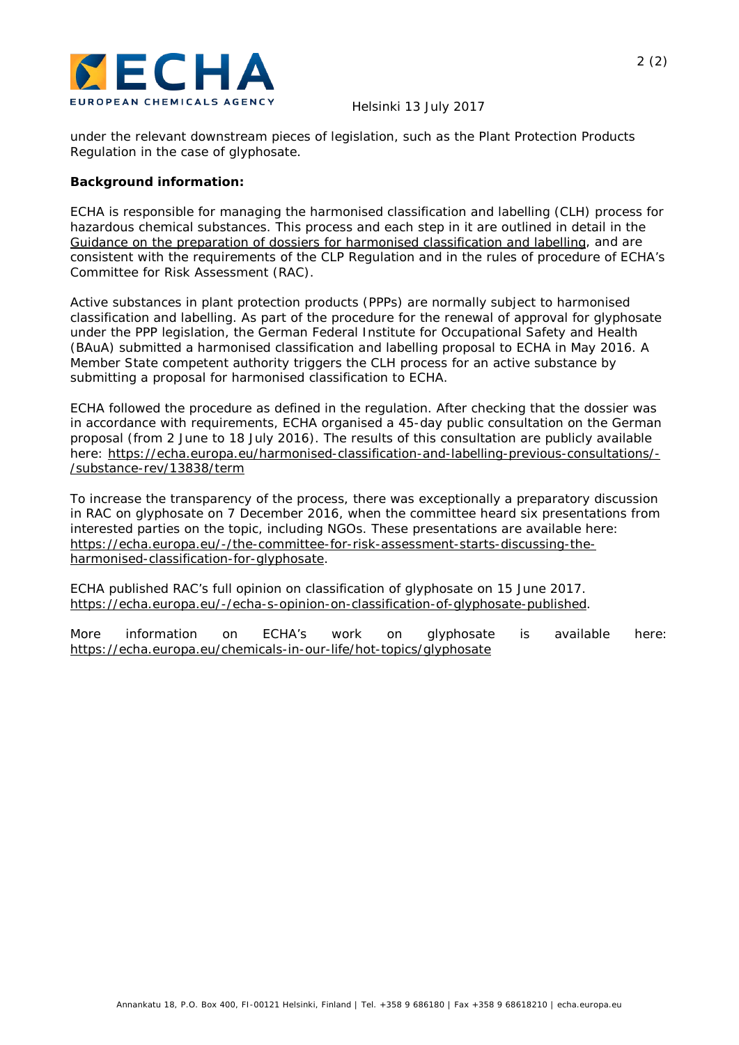Helsinki 13 July 2017

under the relevant downstream pieces of legislation, such as the Plant Protection Products Regulation in the case of glyphosate.

**Background information:**

ECHA is responsible for managing the harmonised classification and labelling (CLH) process for hazardous chemical substances. This process and each step in it are outlined in detail in the Guidance on the preparation of dossiers for harmonised classification and labelling, and are consistent with the requirements of the CLP Regulation and in the rules of procedure of ECHA's Committee for Risk Assessment (RAC).

Active substances in plant protection products (PPPs) are normally subject to harmonised classification and labelling. As part of the procedure for the renewal of approval for glyphosate under the PPP legislation, the German Federal Institute for Occupational Safety and Health (BAuA) submitted a harmonised classification and labelling proposal to ECHA in May 2016. A Member State competent authority triggers the CLH process for an active substance by submitting a proposal for harmonised classification to ECHA.

ECHA followed the procedure as defined in the regulation. After checking that the dossier was in accordance with requirements, ECHA organised a 45-day public consultation on the German proposal (from 2 June to 18 July 2016). The results of this consultation are publicly available here: https://echa.europa.eu/harmonised-classification-and-labelling-previous-consultations/-/substance-rev/13838/term

To increase the transparency of the process, there was exceptionally a preparatory discussion in RAC on glyphosate on 7 December 2016, when the committee heard six presentations from interested parties on the topic, including NGOs. These presentations are available here: https://echa.europa.eu/-/the-committee-for-risk-assessment-starts-discussing-the-harmonised-classification-for-glyphosate.

ECHA published RAC's full opinion on classification of glyphosate on 15 June 2017. https://echa.europa.eu/-/echa-s-opinion-on-classification-of-glyphosate-published.

More information on ECHA's work on glyphosate is available here: https://echa.europa.eu/chemicals-in-our-life/hot-topics/glyphosate

Annankatu 18, P.O. Box 400, FI-00121 Helsinki, Finland | Tel. +358 9 686180 | Fax +358 9 68618210 | echa.europa.eu